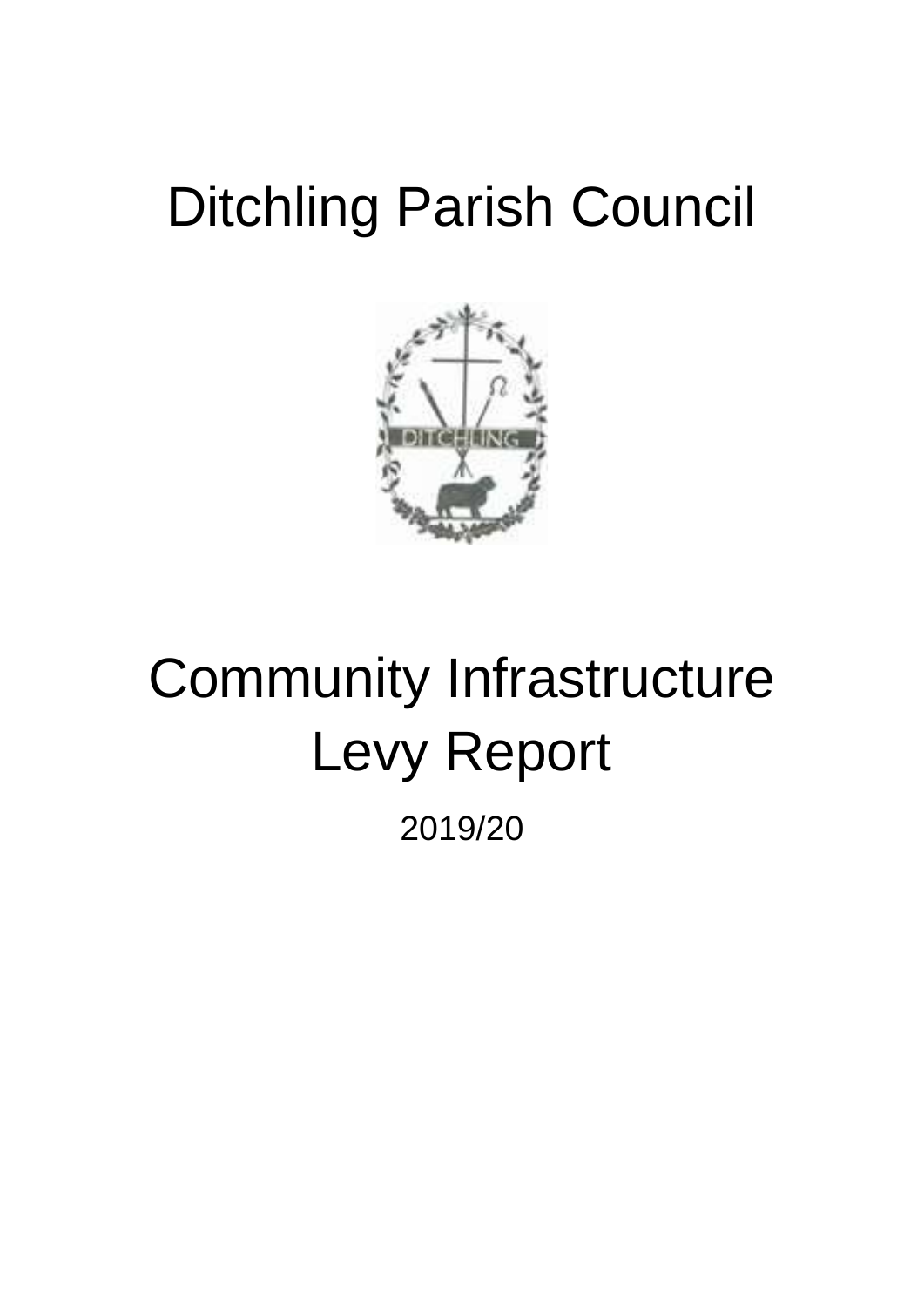# Ditchling Parish Council

# Community Infrastructure Levy Report

2019/20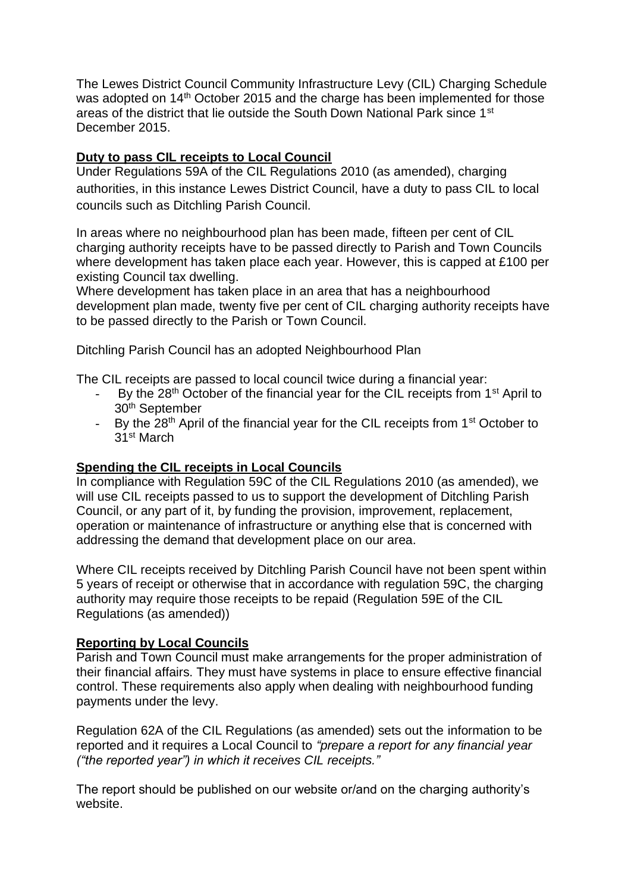The Lewes District Council Community Infrastructure Levy (CIL) Charging Schedule was adopted on 14th October 2015 and the charge has been implemented for those areas of the district that lie outside the South Down National Park since 1st December 2015.

**Duty to pass CIL receipts to Local Council**

Under Regulations 59A of the CIL Regulations 2010 (as amended), charging authorities, in this instance Lewes District Council, have a duty to pass CIL to local councils such as Ditchling Parish Council.

In areas where no neighbourhood plan has been made, fifteen per cent of CIL charging authority receipts have to be passed directly to Parish and Town Councils where development has taken place each year. However, this is capped at £100 per existing Council tax dwelling.
Where development has taken place in an area that has a neighbourhood development plan made, twenty five per cent of CIL charging authority receipts have to be passed directly to the Parish or Town Council.

Ditchling Parish Council has an adopted Neighbourhood Plan

The CIL receipts are passed to local council twice during a financial year:

- By the 28th October of the financial year for the CIL receipts from 1st April to 30th September
- By the 28th April of the financial year for the CIL receipts from 1st October to 31st March

**Spending the CIL receipts in Local Councils**

In compliance with Regulation 59C of the CIL Regulations 2010 (as amended), we will use CIL receipts passed to us to support the development of Ditchling Parish Council, or any part of it, by funding the provision, improvement, replacement, operation or maintenance of infrastructure or anything else that is concerned with addressing the demand that development place on our area.

Where CIL receipts received by Ditchling Parish Council have not been spent within 5 years of receipt or otherwise that in accordance with regulation 59C, the charging authority may require those receipts to be repaid (Regulation 59E of the CIL Regulations (as amended))

**Reporting by Local Councils**

Parish and Town Council must make arrangements for the proper administration of their financial affairs. They must have systems in place to ensure effective financial control. These requirements also apply when dealing with neighbourhood funding payments under the levy.

Regulation 62A of the CIL Regulations (as amended) sets out the information to be reported and it requires a Local Council to *"prepare a report for any financial year ("the reported year") in which it receives CIL receipts."*

The report should be published on our website or/and on the charging authority's website.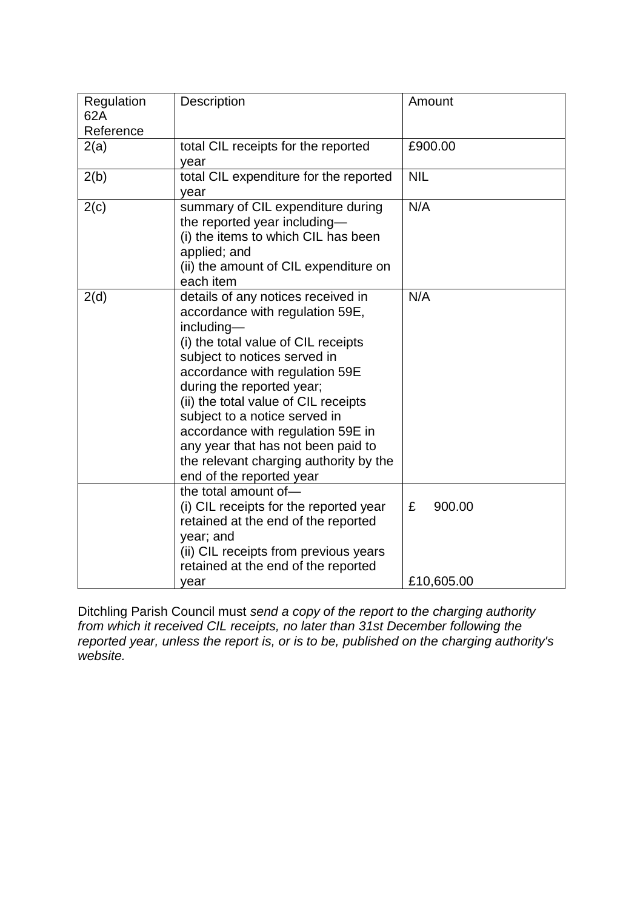| Regulation 62A Reference | Description | Amount |
|---|---|---|
| 2(a) | total CIL receipts for the reported year | £900.00 |
| 2(b) | total CIL expenditure for the reported year | NIL |
| 2(c) | summary of CIL expenditure during the reported year including— (i) the items to which CIL has been applied; and (ii) the amount of CIL expenditure on each item | N/A |
| 2(d) | details of any notices received in accordance with regulation 59E, including— (i) the total value of CIL receipts subject to notices served in accordance with regulation 59E during the reported year; (ii) the total value of CIL receipts subject to a notice served in accordance with regulation 59E in any year that has not been paid to the relevant charging authority by the end of the reported year | N/A |
| | the total amount of— (i) CIL receipts for the reported year retained at the end of the reported year; and (ii) CIL receipts from previous years retained at the end of the reported year | £ 900.00<br><br>£10,605.00 |

Ditchling Parish Council must *send a copy of the report to the charging authority from which it received CIL receipts, no later than 31st December following the reported year, unless the report is, or is to be, published on the charging authority's website.*